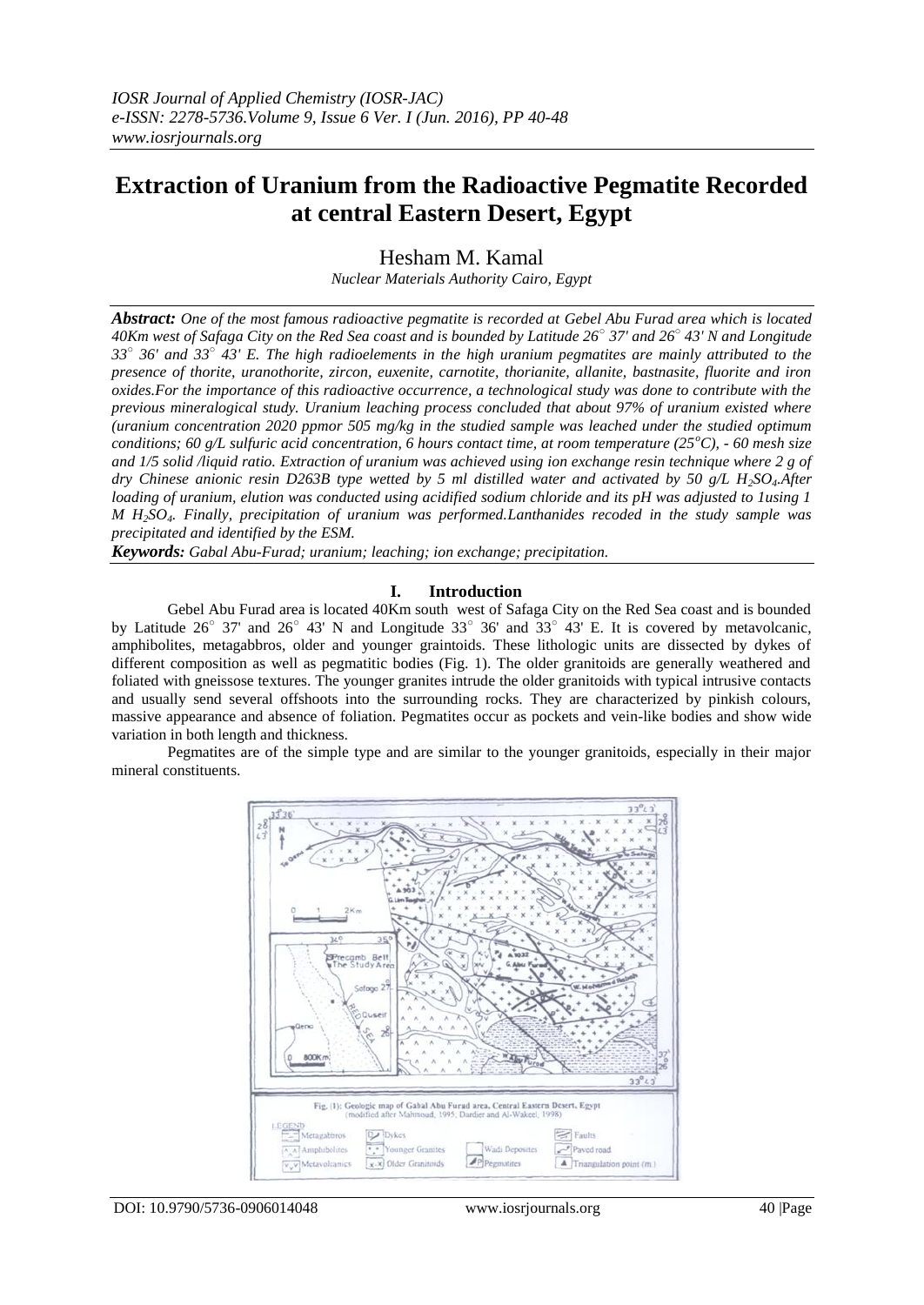# Extraction of Uranium from the Radioactive Pegmatite Recorded at central Eastern Desert, Egypt

Hesham M. Kamal

*Nuclear Materials Authority Cairo, Egypt*

***Abstract:*** *One of the most famous radioactive pegmatite is recorded at Gebel Abu Furad area which is located 40Km west of Safaga City on the Red Sea coast and is bounded by Latitude 26° 37' and 26° 43' N and Longitude 33° 36' and 33° 43' E. The high radioelements in the high uranium pegmatites are mainly attributed to the presence of thorite, uranothorite, zircon, euxenite, carnotite, thorianite, allanite, bastnasite, fluorite and iron oxides.For the importance of this radioactive occurrence, a technological study was done to contribute with the previous mineralogical study. Uranium leaching process concluded that about 97% of uranium existed where (uranium concentration 2020 ppmor 505 mg/kg in the studied sample was leached under the studied optimum conditions; 60 g/L sulfuric acid concentration, 6 hours contact time, at room temperature (25°C), - 60 mesh size and 1/5 solid /liquid ratio. Extraction of uranium was achieved using ion exchange resin technique where 2 g of dry Chinese anionic resin D263B type wetted by 5 ml distilled water and activated by 50 g/L $H_2SO_4$.After loading of uranium, elution was conducted using acidified sodium chloride and its pH was adjusted to 1using 1 M $H_2SO_4$. Finally, precipitation of uranium was performed.Lanthanides recoded in the study sample was precipitated and identified by the ESM.*

***Keywords:*** *Gabal Abu-Furad; uranium; leaching; ion exchange; precipitation.*

## I. Introduction

Gebel Abu Furad area is located 40Km south west of Safaga City on the Red Sea coast and is bounded by Latitude 26° 37' and 26° 43' N and Longitude 33° 36' and 33° 43' E. It is covered by metavolcanic, amphibolites, metagabbros, older and younger graintoids. These lithologic units are dissected by dykes of different composition as well as pegmatitic bodies (Fig. 1). The older granitoids are generally weathered and foliated with gneissose textures. The younger granites intrude the older granitoids with typical intrusive contacts and usually send several offshoots into the surrounding rocks. They are characterized by pinkish colours, massive appearance and absence of foliation. Pegmatites occur as pockets and vein-like bodies and show wide variation in both length and thickness.

Pegmatites are of the simple type and are similar to the younger granitoids, especially in their major mineral constituents.

Fig. (1): Geologic map of Gabal Abu Furad area, Central Eastern Desert, Egypt (modified after Mahmoud, 1995; Dardier and Al-Wakeel, 1998)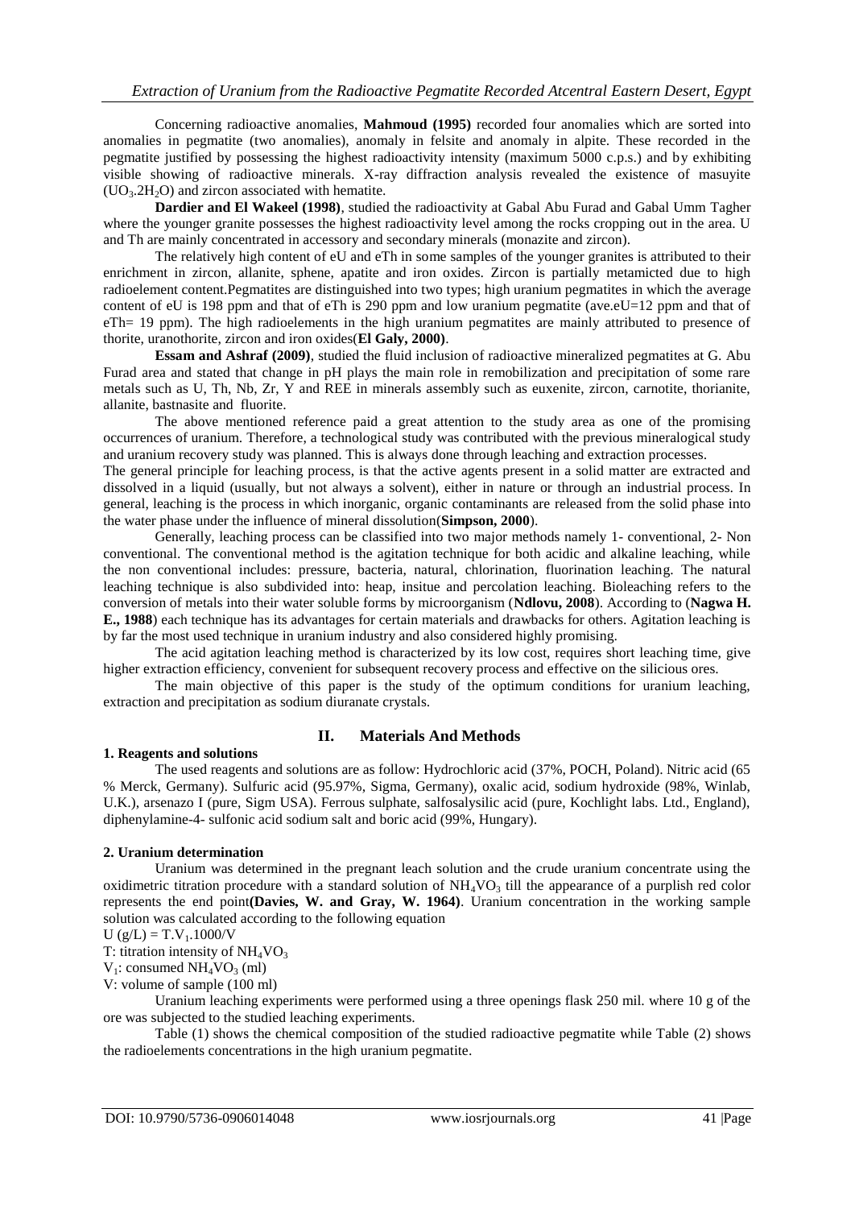Concerning radioactive anomalies, **Mahmoud (1995)** recorded four anomalies which are sorted into anomalies in pegmatite (two anomalies), anomaly in felsite and anomaly in alpite. These recorded in the pegmatite justified by possessing the highest radioactivity intensity (maximum 5000 c.p.s.) and by exhibiting visible showing of radioactive minerals. X-ray diffraction analysis revealed the existence of masuyite ($UO_3.2H_2O$) and zircon associated with hematite.

**Dardier and El Wakeel (1998)**, studied the radioactivity at Gabal Abu Furad and Gabal Umm Tagher where the younger granite possesses the highest radioactivity level among the rocks cropping out in the area. U and Th are mainly concentrated in accessory and secondary minerals (monazite and zircon).

The relatively high content of eU and eTh in some samples of the younger granites is attributed to their enrichment in zircon, allanite, sphene, apatite and iron oxides. Zircon is partially metamicted due to high radioelement content.Pegmatites are distinguished into two types; high uranium pegmatites in which the average content of eU is 198 ppm and that of eTh is 290 ppm and low uranium pegmatite (ave.eU=12 ppm and that of eTh= 19 ppm). The high radioelements in the high uranium pegmatites are mainly attributed to presence of thorite, uranothorite, zircon and iron oxides(**El Galy, 2000)**.

**Essam and Ashraf (2009)**, studied the fluid inclusion of radioactive mineralized pegmatites at G. Abu Furad area and stated that change in pH plays the main role in remobilization and precipitation of some rare metals such as U, Th, Nb, Zr, Y and REE in minerals assembly such as euxenite, zircon, carnotite, thorianite, allanite, bastnasite and fluorite.

The above mentioned reference paid a great attention to the study area as one of the promising occurrences of uranium. Therefore, a technological study was contributed with the previous mineralogical study and uranium recovery study was planned. This is always done through leaching and extraction processes.

The general principle for leaching process, is that the active agents present in a solid matter are extracted and dissolved in a liquid (usually, but not always a solvent), either in nature or through an industrial process. In general, leaching is the process in which inorganic, organic contaminants are released from the solid phase into the water phase under the influence of mineral dissolution(**Simpson, 2000**).

Generally, leaching process can be classified into two major methods namely 1- conventional, 2- Non conventional. The conventional method is the agitation technique for both acidic and alkaline leaching, while the non conventional includes: pressure, bacteria, natural, chlorination, fluorination leaching. The natural leaching technique is also subdivided into: heap, insitue and percolation leaching. Bioleaching refers to the conversion of metals into their water soluble forms by microorganism (**Ndlovu, 2008**). According to (**Nagwa H. E., 1988**) each technique has its advantages for certain materials and drawbacks for others. Agitation leaching is by far the most used technique in uranium industry and also considered highly promising.

The acid agitation leaching method is characterized by its low cost, requires short leaching time, give higher extraction efficiency, convenient for subsequent recovery process and effective on the silicious ores.

The main objective of this paper is the study of the optimum conditions for uranium leaching, extraction and precipitation as sodium diuranate crystals.

## II. Materials And Methods

### 1. Reagents and solutions

The used reagents and solutions are as follow: Hydrochloric acid (37%, POCH, Poland). Nitric acid (65 % Merck, Germany). Sulfuric acid (95.97%, Sigma, Germany), oxalic acid, sodium hydroxide (98%, Winlab, U.K.), arsenazo I (pure, Sigm USA). Ferrous sulphate, salfosalysilic acid (pure, Kochlight labs. Ltd., England), diphenylamine-4- sulfonic acid sodium salt and boric acid (99%, Hungary).

### 2. Uranium determination

Uranium was determined in the pregnant leach solution and the crude uranium concentrate using the oxidimetric titration procedure with a standard solution of $NH_4VO_3$ till the appearance of a purplish red color represents the end point**(Davies, W. and Gray, W. 1964)**. Uranium concentration in the working sample solution was calculated according to the following equation

$U (g/L) = T.V_1.1000/V$

T: titration intensity of $NH_4VO_3$

$V_1$: consumed $NH_4VO_3$ (ml)

V: volume of sample (100 ml)

Uranium leaching experiments were performed using a three openings flask 250 mil. where 10 g of the ore was subjected to the studied leaching experiments.

Table (1) shows the chemical composition of the studied radioactive pegmatite while Table (2) shows the radioelements concentrations in the high uranium pegmatite.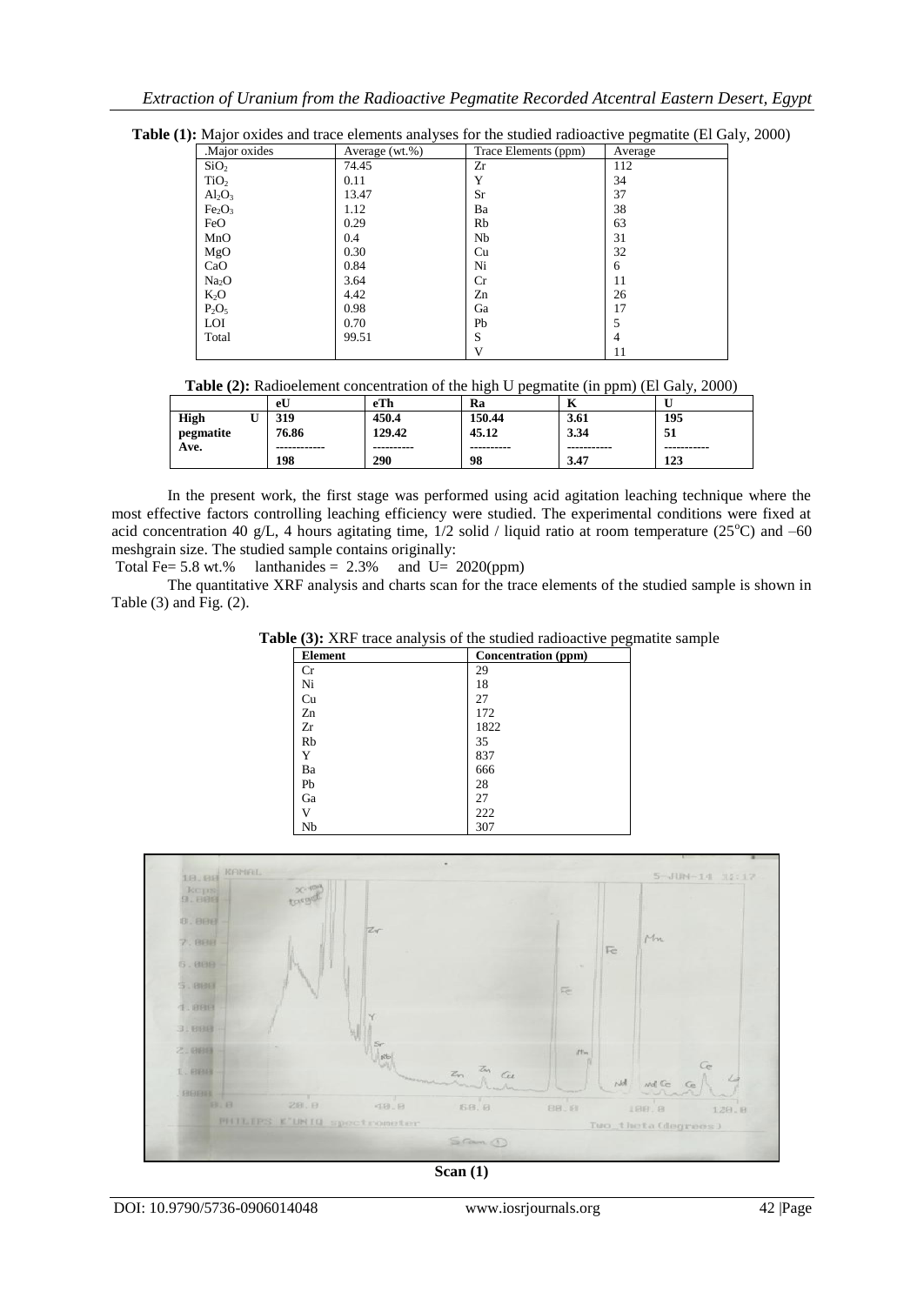**Table (1):** Major oxides and trace elements analyses for the studied radioactive pegmatite (El Galy, 2000)

| .Major oxides | Average (wt.%) | Trace Elements (ppm) | Average |
|---|---|---|---|
| $SiO_2$ | 74.45 | Zr | 112 |
| $TiO_2$ | 0.11 | Y | 34 |
| $Al_2O_3$ | 13.47 | Sr | 37 |
| $Fe_2O_3$ | 1.12 | Ba | 38 |
| FeO | 0.29 | Rb | 63 |
| MnO | 0.4 | Nb | 31 |
| MgO | 0.30 | Cu | 32 |
| CaO | 0.84 | Ni | 6 |
| $Na_2O$ | 3.64 | Cr | 11 |
| $K_2O$ | 4.42 | Zn | 26 |
| $P_2O_5$ | 0.98 | Ga | 17 |
| LOI | 0.70 | Pb | 5 |
| Total | 99.51 | S | 4 |
| | | V | 11 |

**Table (2):** Radioelement concentration of the high U pegmatite (in ppm) (El Galy, 2000)

| | eU | eTh | Ra | K | U |
|---|---|---|---|---|---|
| **High U pegmatite Ave.** | 319<br>76.86<br>------------<br>198 | 450.4<br>129.42<br>----------<br>290 | 150.44<br>45.12<br>----------<br>98 | 3.61<br>3.34<br>-----------<br>3.47 | 195<br>51<br>-----------<br>123 |

In the present work, the first stage was performed using acid agitation leaching technique where the most effective factors controlling leaching efficiency were studied. The experimental conditions were fixed at acid concentration 40 g/L, 4 hours agitating time, 1/2 solid / liquid ratio at room temperature (25°C) and –60 meshgrain size. The studied sample contains originally:

Total Fe= 5.8 wt.% lanthanides = 2.3% and U= 2020(ppm)

The quantitative XRF analysis and charts scan for the trace elements of the studied sample is shown in Table (3) and Fig. (2).

**Table (3):** XRF trace analysis of the studied radioactive pegmatite sample

| Element | Concentration (ppm) |
|---|---|
| Cr | 29 |
| Ni | 18 |
| Cu | 27 |
| Zn | 172 |
| Zr | 1822 |
| Rb | 35 |
| Y | 837 |
| Ba | 666 |
| Pb | 28 |
| Ga | 27 |
| V | 222 |
| Nb | 307 |

**Scan (1)**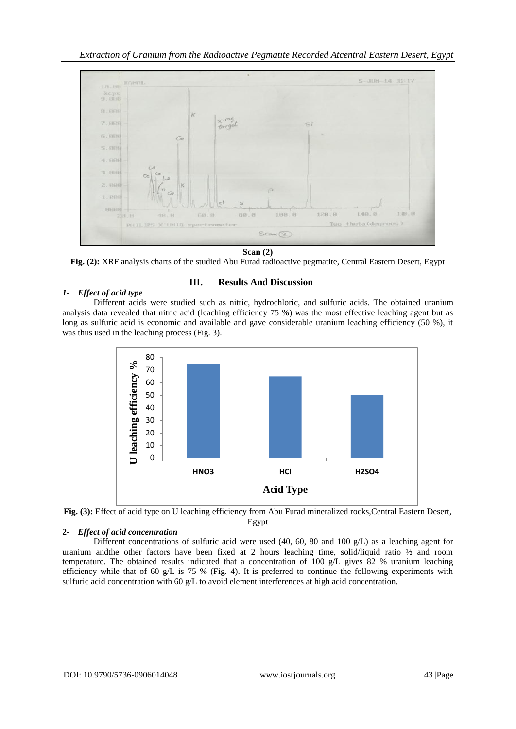Scan (2)

**Fig. (2):** XRF analysis charts of the studied Abu Furad radioactive pegmatite, Central Eastern Desert, Egypt

## III. Results And Discussion

### *1- Effect of acid type*

Different acids were studied such as nitric, hydrochloric, and sulfuric acids. The obtained uranium analysis data revealed that nitric acid (leaching efficiency 75 %) was the most effective leaching agent but as long as sulfuric acid is economic and available and gave considerable uranium leaching efficiency (50 %), it was thus used in the leaching process (Fig. 3).

**Fig. (3):** Effect of acid type on U leaching efficiency from Abu Furad mineralized rocks,Central Eastern Desert, Egypt

### *2- Effect of acid concentration*

Different concentrations of sulfuric acid were used (40, 60, 80 and 100 g/L) as a leaching agent for uranium andthe other factors have been fixed at 2 hours leaching time, solid/liquid ratio ½ and room temperature. The obtained results indicated that a concentration of 100 g/L gives 82 % uranium leaching efficiency while that of 60 g/L is 75 % (Fig. 4). It is preferred to continue the following experiments with sulfuric acid concentration with 60 g/L to avoid element interferences at high acid concentration.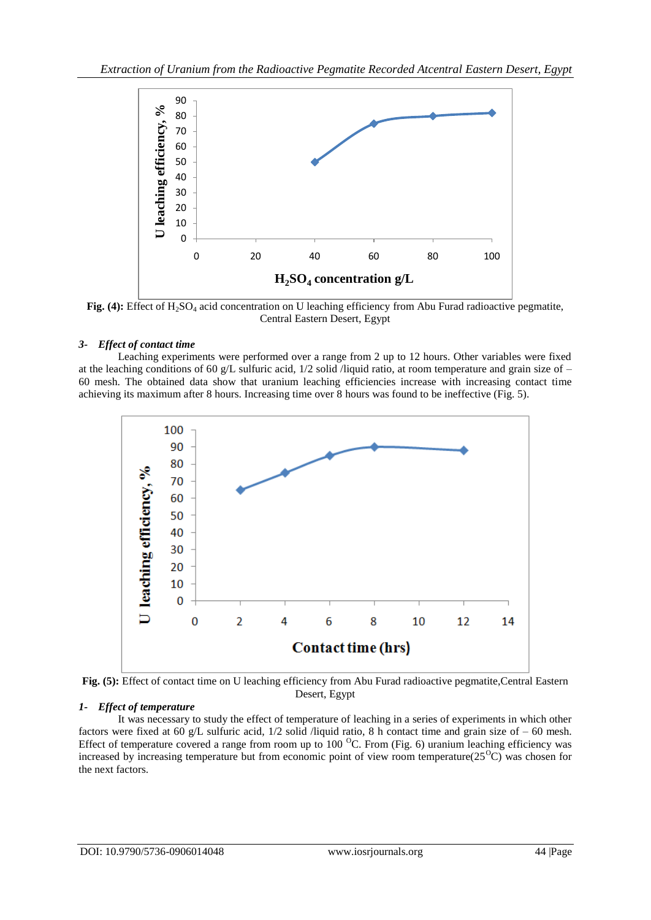**Fig. (4):** Effect of $H_2SO_4$ acid concentration on U leaching efficiency from Abu Furad radioactive pegmatite, Central Eastern Desert, Egypt

### 3- *Effect of contact time*

Leaching experiments were performed over a range from 2 up to 12 hours. Other variables were fixed at the leaching conditions of 60 g/L sulfuric acid, 1/2 solid /liquid ratio, at room temperature and grain size of – 60 mesh. The obtained data show that uranium leaching efficiencies increase with increasing contact time achieving its maximum after 8 hours. Increasing time over 8 hours was found to be ineffective (Fig. 5).

**Fig. (5):** Effect of contact time on U leaching efficiency from Abu Furad radioactive pegmatite,Central Eastern Desert, Egypt

### 1- *Effect of temperature*

It was necessary to study the effect of temperature of leaching in a series of experiments in which other factors were fixed at 60 g/L sulfuric acid, 1/2 solid /liquid ratio, 8 h contact time and grain size of – 60 mesh. Effect of temperature covered a range from room up to 100 $^{O}$C. From (Fig. 6) uranium leaching efficiency was increased by increasing temperature but from economic point of view room temperature(25$^{O}$C) was chosen for the next factors.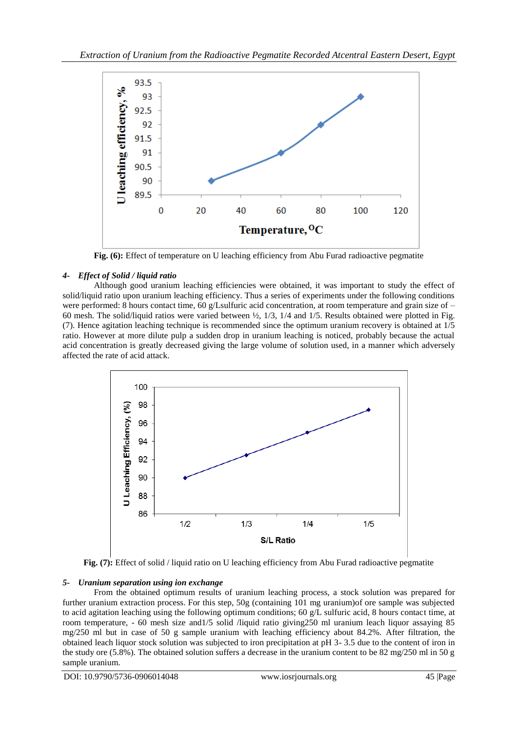**Fig. (6):** Effect of temperature on U leaching efficiency from Abu Furad radioactive pegmatite

### *4- Effect of Solid / liquid ratio*

Although good uranium leaching efficiencies were obtained, it was important to study the effect of solid/liquid ratio upon uranium leaching efficiency. Thus a series of experiments under the following conditions were performed: 8 hours contact time, 60 g/Lsulfuric acid concentration, at room temperature and grain size of – 60 mesh. The solid/liquid ratios were varied between ½, 1/3, 1/4 and 1/5. Results obtained were plotted in Fig. (7). Hence agitation leaching technique is recommended since the optimum uranium recovery is obtained at 1/5 ratio. However at more dilute pulp a sudden drop in uranium leaching is noticed, probably because the actual acid concentration is greatly decreased giving the large volume of solution used, in a manner which adversely affected the rate of acid attack.

**Fig. (7):** Effect of solid / liquid ratio on U leaching efficiency from Abu Furad radioactive pegmatite

### *5- Uranium separation using ion exchange*

From the obtained optimum results of uranium leaching process, a stock solution was prepared for further uranium extraction process. For this step, 50g (containing 101 mg uranium)of ore sample was subjected to acid agitation leaching using the following optimum conditions; 60 g/L sulfuric acid, 8 hours contact time, at room temperature, - 60 mesh size and1/5 solid /liquid ratio giving250 ml uranium leach liquor assaying 85 mg/250 ml but in case of 50 g sample uranium with leaching efficiency about 84.2%. After filtration, the obtained leach liquor stock solution was subjected to iron precipitation at pH 3- 3.5 due to the content of iron in the study ore (5.8%). The obtained solution suffers a decrease in the uranium content to be 82 mg/250 ml in 50 g sample uranium.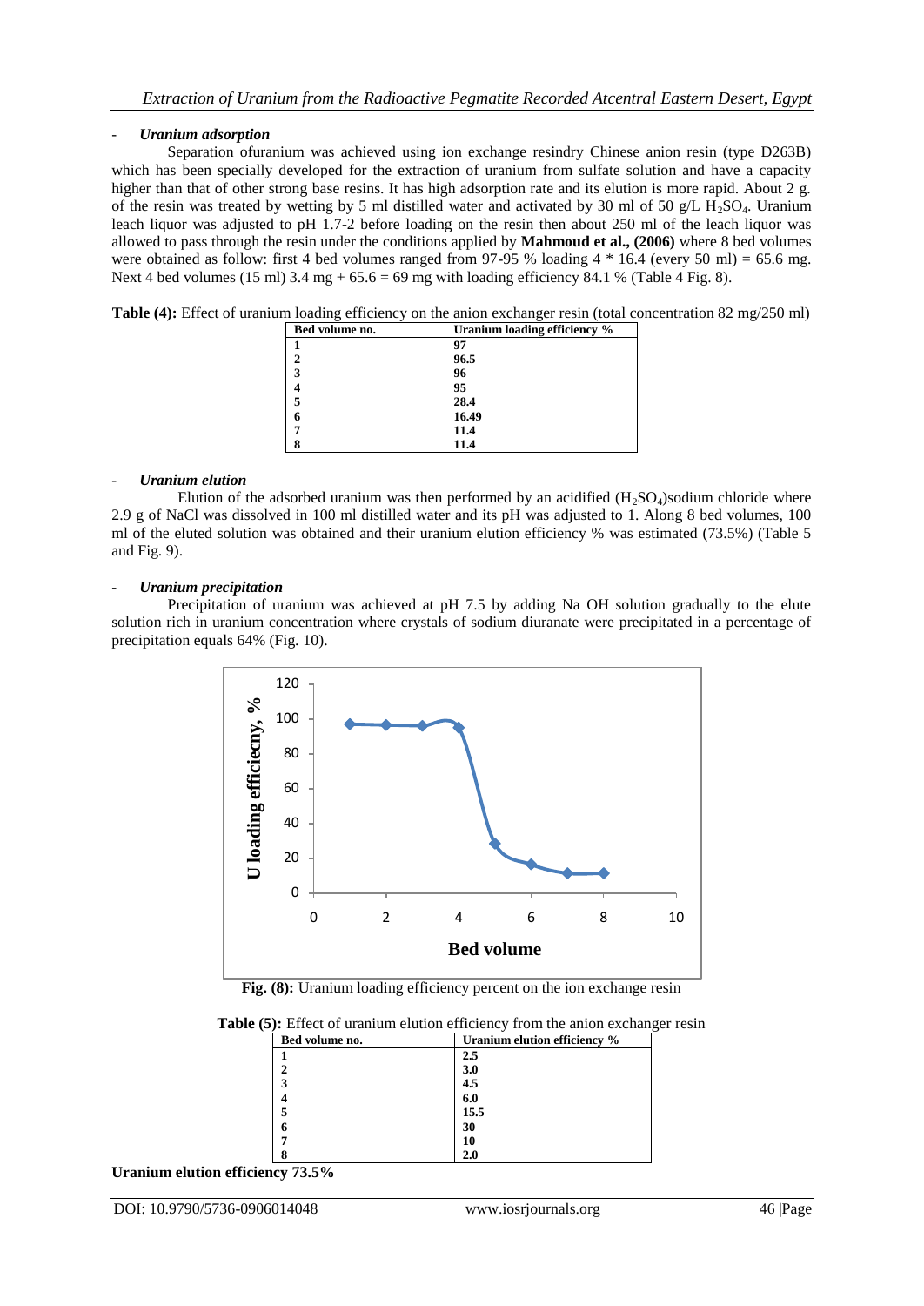- ***Uranium adsorption***

Separation ofuranium was achieved using ion exchange resindry Chinese anion resin (type D263B) which has been specially developed for the extraction of uranium from sulfate solution and have a capacity higher than that of other strong base resins. It has high adsorption rate and its elution is more rapid. About 2 g. of the resin was treated by wetting by 5 ml distilled water and activated by 30 ml of 50 g/L $H_2SO_4$. Uranium leach liquor was adjusted to pH 1.7-2 before loading on the resin then about 250 ml of the leach liquor was allowed to pass through the resin under the conditions applied by **Mahmoud et al., (2006)** where 8 bed volumes were obtained as follow: first 4 bed volumes ranged from 97-95 % loading 4 * 16.4 (every 50 ml) = 65.6 mg. Next 4 bed volumes (15 ml) 3.4 mg + 65.6 = 69 mg with loading efficiency 84.1 % (Table 4 Fig. 8).

**Table (4):** Effect of uranium loading efficiency on the anion exchanger resin (total concentration 82 mg/250 ml)

| Bed volume no. | Uranium loading efficiency % |
|---|---|
| 1 | 97 |
| 2 | 96.5 |
| 3 | 96 |
| 4 | 95 |
| 5 | 28.4 |
| 6 | 16.49 |
| 7 | 11.4 |
| 8 | 11.4 |

- ***Uranium elution***

Elution of the adsorbed uranium was then performed by an acidified ($H_2SO_4$)sodium chloride where 2.9 g of NaCl was dissolved in 100 ml distilled water and its pH was adjusted to 1. Along 8 bed volumes, 100 ml of the eluted solution was obtained and their uranium elution efficiency % was estimated (73.5%) (Table 5 and Fig. 9).

- ***Uranium precipitation***

Precipitation of uranium was achieved at pH 7.5 by adding Na OH solution gradually to the elute solution rich in uranium concentration where crystals of sodium diuranate were precipitated in a percentage of precipitation equals 64% (Fig. 10).

**Fig. (8):** Uranium loading efficiency percent on the ion exchange resin

**Table (5):** Effect of uranium elution efficiency from the anion exchanger resin

| Bed volume no. | Uranium elution efficiency % |
|---|---|
| 1 | 2.5 |
| 2 | 3.0 |
| 3 | 4.5 |
| 4 | 6.0 |
| 5 | 15.5 |
| 6 | 30 |
| 7 | 10 |
| 8 | 2.0 |

**Uranium elution efficiency 73.5%**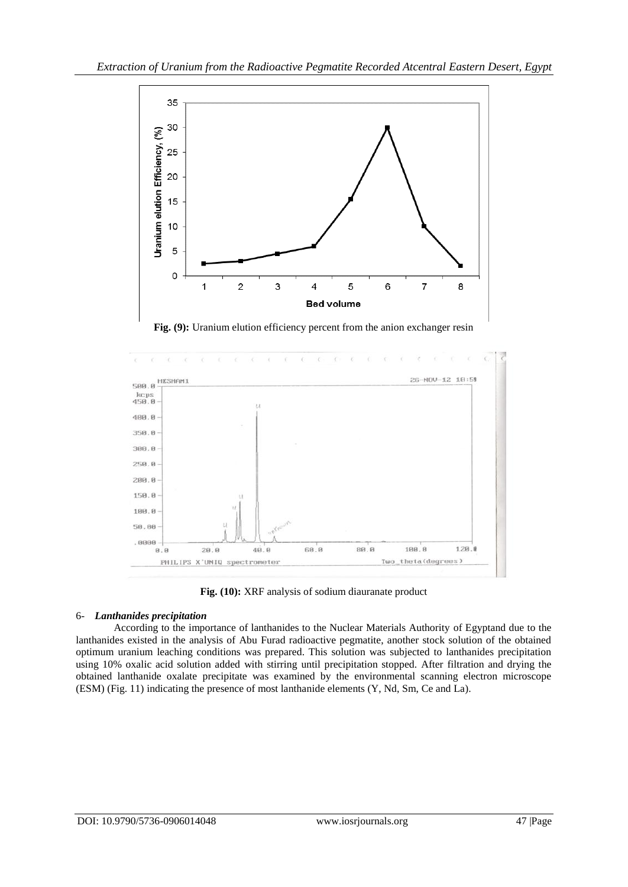Fig. (9): Uranium elution efficiency percent from the anion exchanger resin

Fig. (10): XRF analysis of sodium diauranate product

## 6- *Lanthanides precipitation*

According to the importance of lanthanides to the Nuclear Materials Authority of Egyptand due to the lanthanides existed in the analysis of Abu Furad radioactive pegmatite, another stock solution of the obtained optimum uranium leaching conditions was prepared. This solution was subjected to lanthanides precipitation using 10% oxalic acid solution added with stirring until precipitation stopped. After filtration and drying the obtained lanthanide oxalate precipitate was examined by the environmental scanning electron microscope (ESM) (Fig. 11) indicating the presence of most lanthanide elements (Y, Nd, Sm, Ce and La).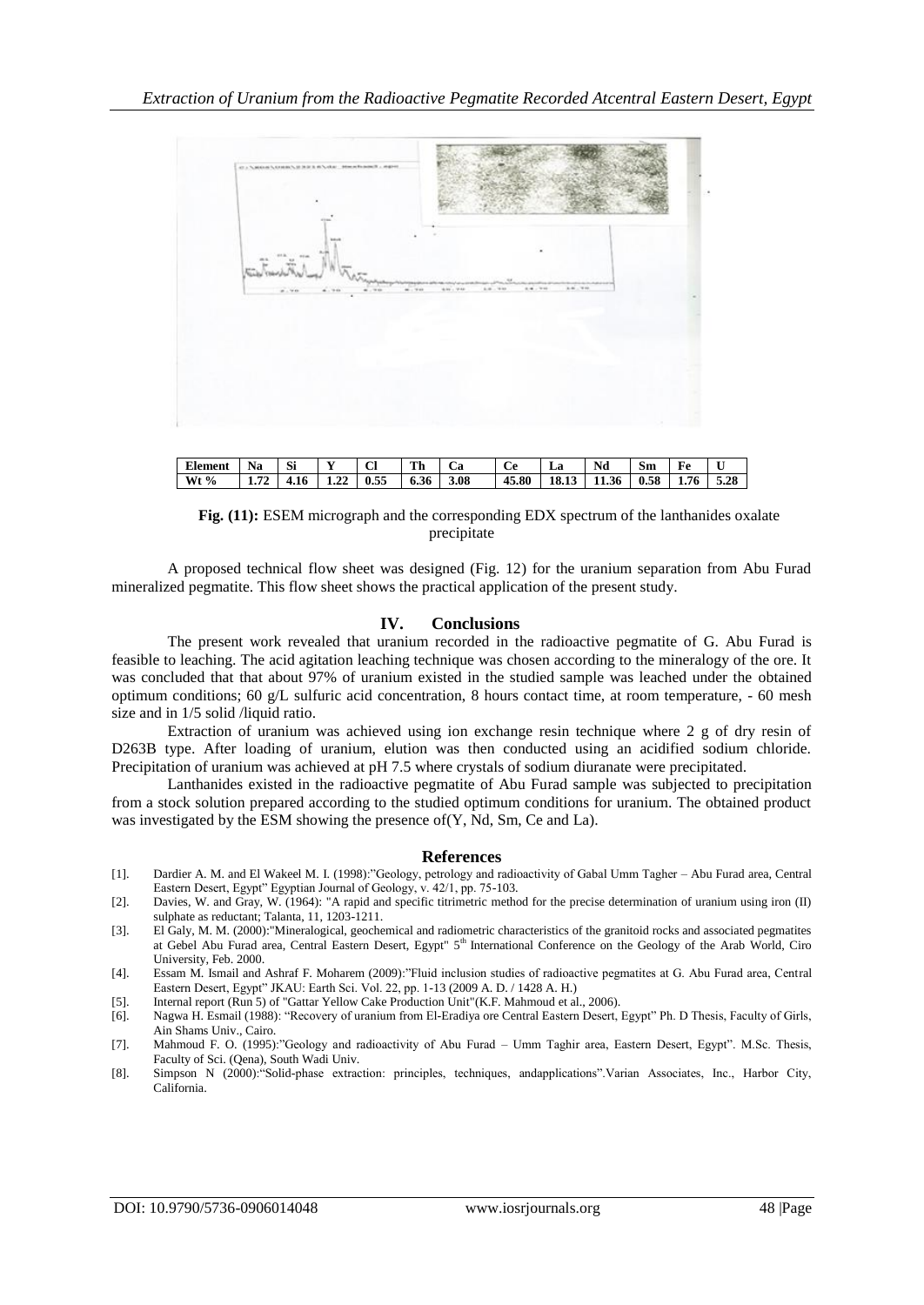| Element | Na | Si | Y | Cl | Th | Ca | Ce | La | Nd | Sm | Fe | U |
|---|---|---|---|---|---|---|---|---|---|---|---|---|
| Wt % | 1.72 | 4.16 | 1.22 | 0.55 | 6.36 | 3.08 | 45.80 | 18.13 | 11.36 | 0.58 | 1.76 | 5.28 |

**Fig. (11):** ESEM micrograph and the corresponding EDX spectrum of the lanthanides oxalate precipitate

A proposed technical flow sheet was designed (Fig. 12) for the uranium separation from Abu Furad mineralized pegmatite. This flow sheet shows the practical application of the present study.

## IV. Conclusions

The present work revealed that uranium recorded in the radioactive pegmatite of G. Abu Furad is feasible to leaching. The acid agitation leaching technique was chosen according to the mineralogy of the ore. It was concluded that that about 97% of uranium existed in the studied sample was leached under the obtained optimum conditions; 60 g/L sulfuric acid concentration, 8 hours contact time, at room temperature, - 60 mesh size and in 1/5 solid /liquid ratio.

Extraction of uranium was achieved using ion exchange resin technique where 2 g of dry resin of D263B type. After loading of uranium, elution was then conducted using an acidified sodium chloride. Precipitation of uranium was achieved at pH 7.5 where crystals of sodium diuranate were precipitated.

Lanthanides existed in the radioactive pegmatite of Abu Furad sample was subjected to precipitation from a stock solution prepared according to the studied optimum conditions for uranium. The obtained product was investigated by the ESM showing the presence of(Y, Nd, Sm, Ce and La).

## References

[1]. Dardier A. M. and El Wakeel M. I. (1998):"Geology, petrology and radioactivity of Gabal Umm Tagher – Abu Furad area, Central Eastern Desert, Egypt" Egyptian Journal of Geology, v. 42/1, pp. 75-103.

[2]. Davies, W. and Gray, W. (1964): "A rapid and specific titrimetric method for the precise determination of uranium using iron (II) sulphate as reductant; Talanta, 11, 1203-1211.

[3]. El Galy, M. M. (2000):"Mineralogical, geochemical and radiometric characteristics of the granitoid rocks and associated pegmatites at Gebel Abu Furad area, Central Eastern Desert, Egypt" 5th International Conference on the Geology of the Arab World, Ciro University, Feb. 2000.

[4]. Essam M. Ismail and Ashraf F. Moharem (2009):"Fluid inclusion studies of radioactive pegmatites at G. Abu Furad area, Central Eastern Desert, Egypt" JKAU: Earth Sci. Vol. 22, pp. 1-13 (2009 A. D. / 1428 A. H.)

[5]. Internal report (Run 5) of "Gattar Yellow Cake Production Unit"(K.F. Mahmoud et al., 2006).

[6]. Nagwa H. Esmail (1988): "Recovery of uranium from El-Eradiya ore Central Eastern Desert, Egypt" Ph. D Thesis, Faculty of Girls, Ain Shams Univ., Cairo.

[7]. Mahmoud F. O. (1995):"Geology and radioactivity of Abu Furad – Umm Taghir area, Eastern Desert, Egypt". M.Sc. Thesis, Faculty of Sci. (Qena), South Wadi Univ.

[8]. Simpson N (2000):"Solid-phase extraction: principles, techniques, andapplications".Varian Associates, Inc., Harbor City, California.